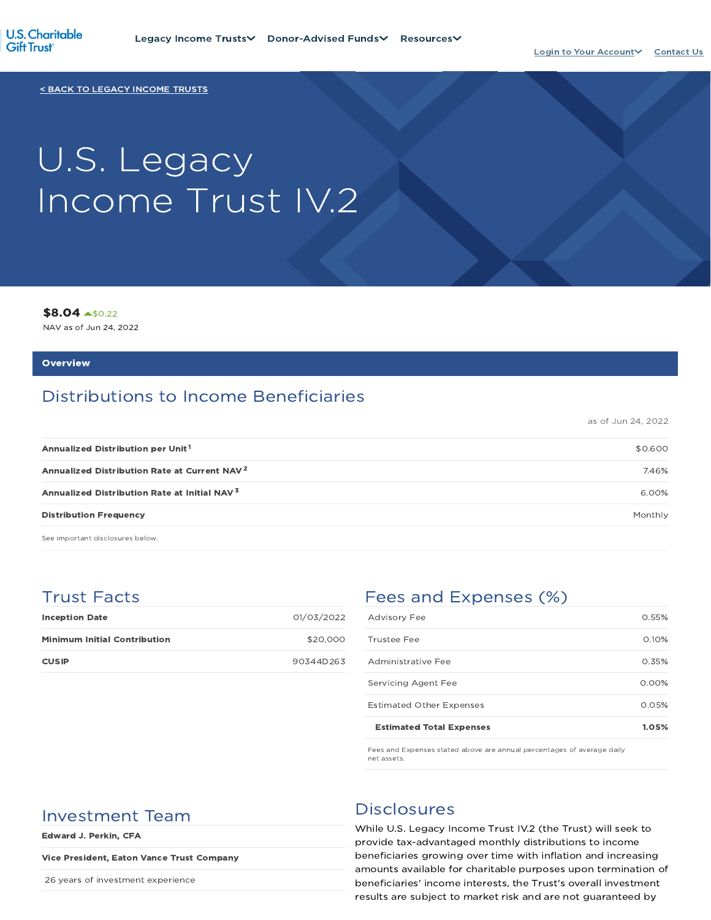U.S. Charitable Gift Trust

Legacy Income Trusts Donor-Advised Funds Resources

Login to Your Account Contact Us

< BACK TO LEGACY INCOME TRUSTS

# U.S. Legacy Income Trust IV.2

**$8.04** ▲$0.22

NAV as of Jun 24, 2022

## Overview

## Distributions to Income Beneficiaries

as of Jun 24, 2022

| | |
|---|---|
| **Annualized Distribution per Unit**[1] | $0.600 |
| **Annualized Distribution Rate at Current NAV**[2] | 7.46% |
| **Annualized Distribution Rate at Initial NAV**[3] | 6.00% |
| **Distribution Frequency** | Monthly |

See important disclosures below.

## Trust Facts

| | |
|---|---|
| **Inception Date** | 01/03/2022 |
| **Minimum Initial Contribution** | $20,000 |
| **CUSIP** | 90344D263 |

## Fees and Expenses (%)

| | |
|---|---|
| Advisory Fee | 0.55% |
| Trustee Fee | 0.10% |
| Administrative Fee | 0.35% |
| Servicing Agent Fee | 0.00% |
| Estimated Other Expenses | 0.05% |
| **Estimated Total Expenses** | **1.05%** |

Fees and Expenses stated above are annual percentages of average daily net assets.

## Investment Team

**Edward J. Perkin, CFA**

**Vice President, Eaton Vance Trust Company**

26 years of investment experience

## Disclosures

While U.S. Legacy Income Trust IV.2 (the Trust) will seek to provide tax-advantaged monthly distributions to income beneficiaries growing over time with inflation and increasing amounts available for charitable purposes upon termination of beneficiaries' income interests, the Trust's overall investment results are subject to market risk and are not guaranteed by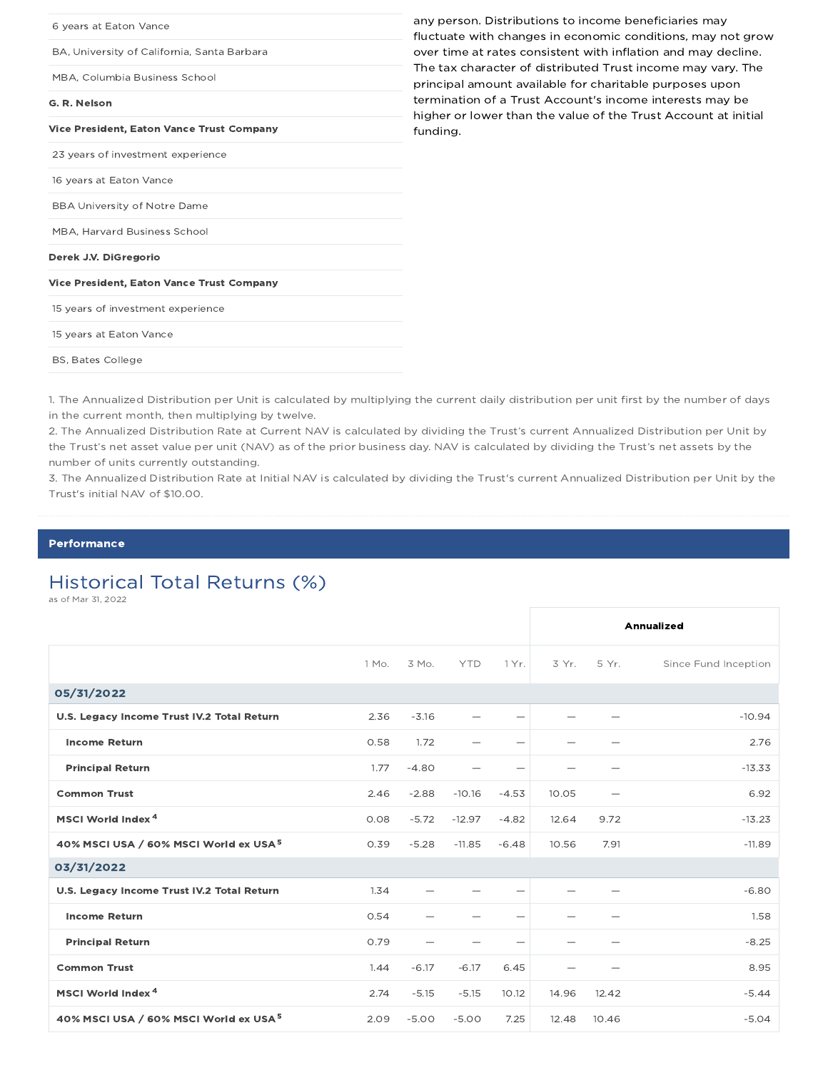| |
|---|
| 6 years at Eaton Vance |
| BA, University of California, Santa Barbara |
| MBA, Columbia Business School |
| **G. R. Nelson** |
| **Vice President, Eaton Vance Trust Company** |
| 23 years of investment experience |
| 16 years at Eaton Vance |
| BBA University of Notre Dame |
| MBA, Harvard Business School |
| **Derek J.V. DiGregorio** |
| **Vice President, Eaton Vance Trust Company** |
| 15 years of investment experience |
| 15 years at Eaton Vance |
| BS, Bates College |

any person. Distributions to income beneficiaries may fluctuate with changes in economic conditions, may not grow over time at rates consistent with inflation and may decline. The tax character of distributed Trust income may vary. The principal amount available for charitable purposes upon termination of a Trust Account's income interests may be higher or lower than the value of the Trust Account at initial funding.

1. The Annualized Distribution per Unit is calculated by multiplying the current daily distribution per unit first by the number of days in the current month, then multiplying by twelve.
2. The Annualized Distribution Rate at Current NAV is calculated by dividing the Trust's current Annualized Distribution per Unit by the Trust's net asset value per unit (NAV) as of the prior business day. NAV is calculated by dividing the Trust's net assets by the number of units currently outstanding.
3. The Annualized Distribution Rate at Initial NAV is calculated by dividing the Trust's current Annualized Distribution per Unit by the Trust's initial NAV of $10.00.

## Performance

### Historical Total Returns (%)

as of Mar 31, 2022

| | | | | | Annualized | | |
|---|---|---|---|---|---|---|---|
| | 1 Mo. | 3 Mo. | YTD | 1 Yr. | 3 Yr. | 5 Yr. | Since Fund Inception |
| **05/31/2022** | | | | | | | |
| **U.S. Legacy Income Trust IV.2 Total Return** | 2.36 | -3.16 | — | — | — | — | -10.94 |
| **Income Return** | 0.58 | 1.72 | — | — | — | — | 2.76 |
| **Principal Return** | 1.77 | -4.80 | — | — | — | — | -13.33 |
| **Common Trust** | 2.46 | -2.88 | -10.16 | -4.53 | 10.05 | — | 6.92 |
| **MSCI World Index** [4] | 0.08 | -5.72 | -12.97 | -4.82 | 12.64 | 9.72 | -13.23 |
| **40% MSCI USA / 60% MSCI World ex USA** [5] | 0.39 | -5.28 | -11.85 | -6.48 | 10.56 | 7.91 | -11.89 |
| **03/31/2022** | | | | | | | |
| **U.S. Legacy Income Trust IV.2 Total Return** | 1.34 | — | — | — | — | — | -6.80 |
| **Income Return** | 0.54 | — | — | — | — | — | 1.58 |
| **Principal Return** | 0.79 | — | — | — | — | — | -8.25 |
| **Common Trust** | 1.44 | -6.17 | -6.17 | 6.45 | — | — | 8.95 |
| **MSCI World Index** [4] | 2.74 | -5.15 | -5.15 | 10.12 | 14.96 | 12.42 | -5.44 |
| **40% MSCI USA / 60% MSCI World ex USA** [5] | 2.09 | -5.00 | -5.00 | 7.25 | 12.48 | 10.46 | -5.04 |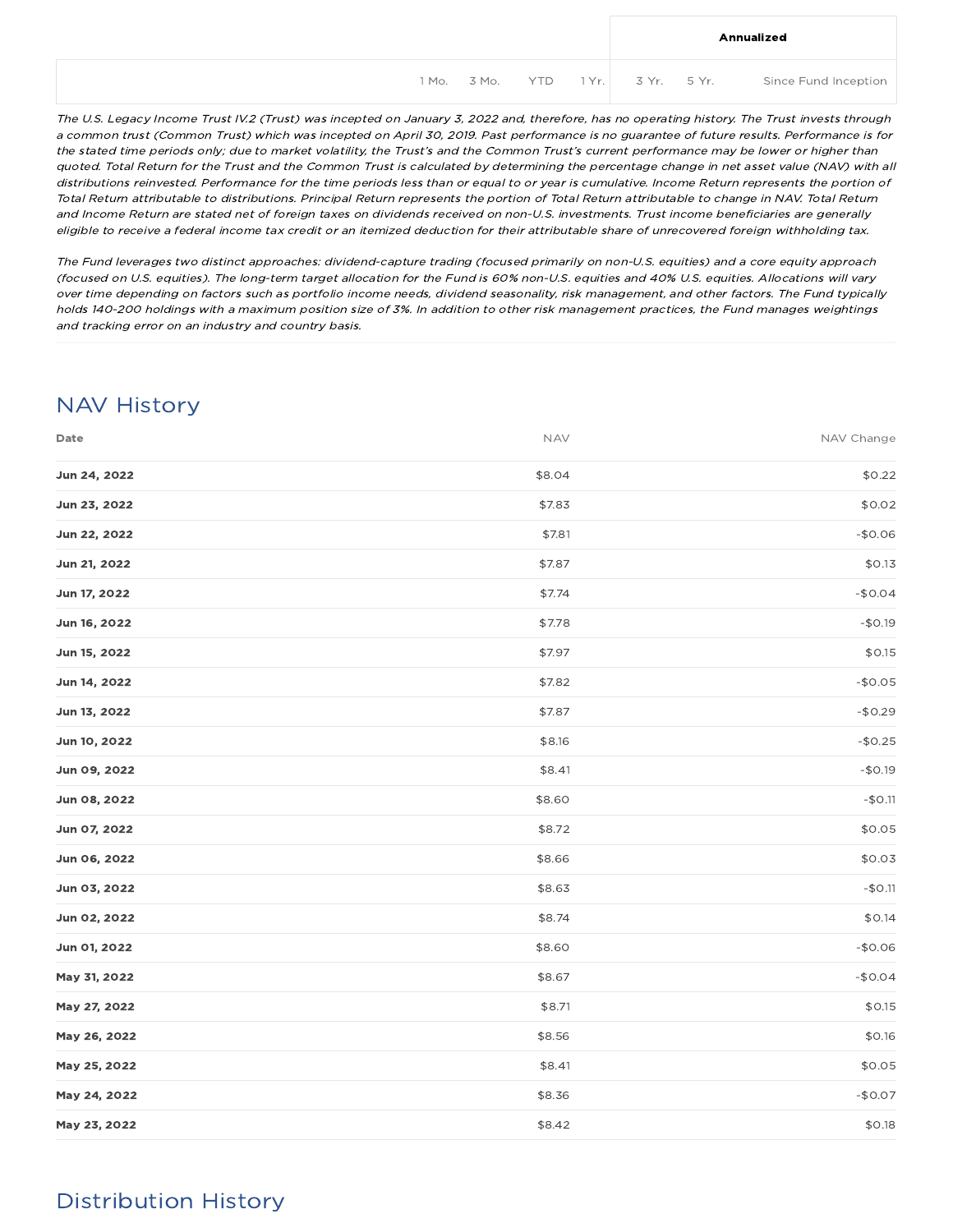| | 1 Mo. | 3 Mo. | YTD | 1 Yr. | Annualized | | |
|---|---|---|---|---|---|---|---|
| | | | | | 3 Yr. | 5 Yr. | Since Fund Inception |

*The U.S. Legacy Income Trust IV.2 (Trust) was incepted on January 3, 2022 and, therefore, has no operating history. The Trust invests through a common trust (Common Trust) which was incepted on April 30, 2019. Past performance is no guarantee of future results. Performance is for the stated time periods only; due to market volatility, the Trust's and the Common Trust's current performance may be lower or higher than quoted. Total Return for the Trust and the Common Trust is calculated by determining the percentage change in net asset value (NAV) with all distributions reinvested. Performance for the time periods less than or equal to or year is cumulative. Income Return represents the portion of Total Return attributable to distributions. Principal Return represents the portion of Total Return attributable to change in NAV. Total Return and Income Return are stated net of foreign taxes on dividends received on non-U.S. investments. Trust income beneficiaries are generally eligible to receive a federal income tax credit or an itemized deduction for their attributable share of unrecovered foreign withholding tax.*

*The Fund leverages two distinct approaches: dividend-capture trading (focused primarily on non-U.S. equities) and a core equity approach (focused on U.S. equities). The long-term target allocation for the Fund is 60% non-U.S. equities and 40% U.S. equities. Allocations will vary over time depending on factors such as portfolio income needs, dividend seasonality, risk management, and other factors. The Fund typically holds 140-200 holdings with a maximum position size of 3%. In addition to other risk management practices, the Fund manages weightings and tracking error on an industry and country basis.*

## NAV History

| Date | NAV | NAV Change |
|---|---|---|
| **Jun 24, 2022** | $8.04 | $0.22 |
| **Jun 23, 2022** | $7.83 | $0.02 |
| **Jun 22, 2022** | $7.81 | -$0.06 |
| **Jun 21, 2022** | $7.87 | $0.13 |
| **Jun 17, 2022** | $7.74 | -$0.04 |
| **Jun 16, 2022** | $7.78 | -$0.19 |
| **Jun 15, 2022** | $7.97 | $0.15 |
| **Jun 14, 2022** | $7.82 | -$0.05 |
| **Jun 13, 2022** | $7.87 | -$0.29 |
| **Jun 10, 2022** | $8.16 | -$0.25 |
| **Jun 09, 2022** | $8.41 | -$0.19 |
| **Jun 08, 2022** | $8.60 | -$0.11 |
| **Jun 07, 2022** | $8.72 | $0.05 |
| **Jun 06, 2022** | $8.66 | $0.03 |
| **Jun 03, 2022** | $8.63 | -$0.11 |
| **Jun 02, 2022** | $8.74 | $0.14 |
| **Jun 01, 2022** | $8.60 | -$0.06 |
| **May 31, 2022** | $8.67 | -$0.04 |
| **May 27, 2022** | $8.71 | $0.15 |
| **May 26, 2022** | $8.56 | $0.16 |
| **May 25, 2022** | $8.41 | $0.05 |
| **May 24, 2022** | $8.36 | -$0.07 |
| **May 23, 2022** | $8.42 | $0.18 |

## Distribution History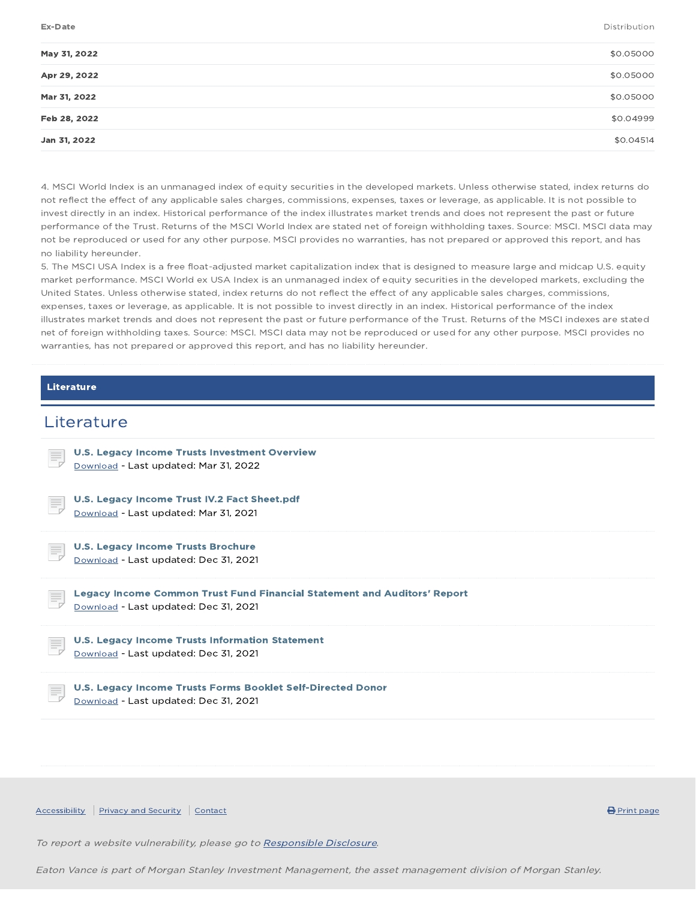| Ex-Date | Distribution |
|---|---|
| **May 31, 2022** | $0.05000 |
| **Apr 29, 2022** | $0.05000 |
| **Mar 31, 2022** | $0.05000 |
| **Feb 28, 2022** | $0.04999 |
| **Jan 31, 2022** | $0.04514 |

4. MSCI World Index is an unmanaged index of equity securities in the developed markets. Unless otherwise stated, index returns do not reflect the effect of any applicable sales charges, commissions, expenses, taxes or leverage, as applicable. It is not possible to invest directly in an index. Historical performance of the index illustrates market trends and does not represent the past or future performance of the Trust. Returns of the MSCI World Index are stated net of foreign withholding taxes. Source: MSCI. MSCI data may not be reproduced or used for any other purpose. MSCI provides no warranties, has not prepared or approved this report, and has no liability hereunder.
5. The MSCI USA Index is a free float-adjusted market capitalization index that is designed to measure large and midcap U.S. equity market performance. MSCI World ex USA Index is an unmanaged index of equity securities in the developed markets, excluding the United States. Unless otherwise stated, index returns do not reflect the effect of any applicable sales charges, commissions, expenses, taxes or leverage, as applicable. It is not possible to invest directly in an index. Historical performance of the index illustrates market trends and does not represent the past or future performance of the Trust. Returns of the MSCI indexes are stated net of foreign withholding taxes. Source: MSCI. MSCI data may not be reproduced or used for any other purpose. MSCI provides no warranties, has not prepared or approved this report, and has no liability hereunder.

**Literature**

## Literature

**U.S. Legacy Income Trusts Investment Overview**
Download - Last updated: Mar 31, 2022

**U.S. Legacy Income Trust IV.2 Fact Sheet.pdf**
Download - Last updated: Mar 31, 2021

**U.S. Legacy Income Trusts Brochure**
Download - Last updated: Dec 31, 2021

**Legacy Income Common Trust Fund Financial Statement and Auditors' Report**
Download - Last updated: Dec 31, 2021

**U.S. Legacy Income Trusts Information Statement**
Download - Last updated: Dec 31, 2021

**U.S. Legacy Income Trusts Forms Booklet Self-Directed Donor**
Download - Last updated: Dec 31, 2021

Accessibility | Privacy and Security | Contact | Print page

*To report a website vulnerability, please go to Responsible Disclosure.*

*Eaton Vance is part of Morgan Stanley Investment Management, the asset management division of Morgan Stanley.*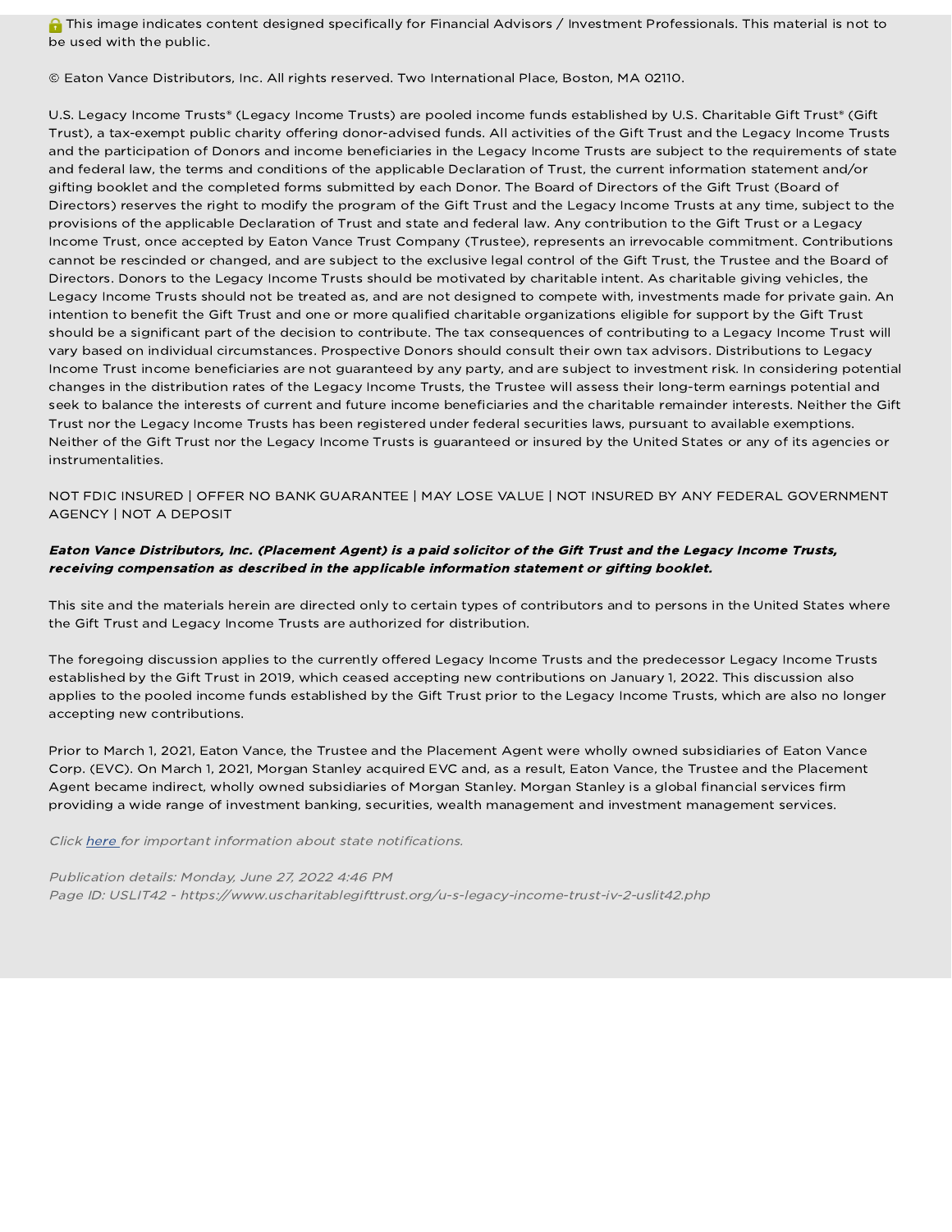This image indicates content designed specifically for Financial Advisors / Investment Professionals. This material is not to be used with the public.

© Eaton Vance Distributors, Inc. All rights reserved. Two International Place, Boston, MA 02110.

U.S. Legacy Income Trusts® (Legacy Income Trusts) are pooled income funds established by U.S. Charitable Gift Trust® (Gift Trust), a tax-exempt public charity offering donor-advised funds. All activities of the Gift Trust and the Legacy Income Trusts and the participation of Donors and income beneficiaries in the Legacy Income Trusts are subject to the requirements of state and federal law, the terms and conditions of the applicable Declaration of Trust, the current information statement and/or gifting booklet and the completed forms submitted by each Donor. The Board of Directors of the Gift Trust (Board of Directors) reserves the right to modify the program of the Gift Trust and the Legacy Income Trusts at any time, subject to the provisions of the applicable Declaration of Trust and state and federal law. Any contribution to the Gift Trust or a Legacy Income Trust, once accepted by Eaton Vance Trust Company (Trustee), represents an irrevocable commitment. Contributions cannot be rescinded or changed, and are subject to the exclusive legal control of the Gift Trust, the Trustee and the Board of Directors. Donors to the Legacy Income Trusts should be motivated by charitable intent. As charitable giving vehicles, the Legacy Income Trusts should not be treated as, and are not designed to compete with, investments made for private gain. An intention to benefit the Gift Trust and one or more qualified charitable organizations eligible for support by the Gift Trust should be a significant part of the decision to contribute. The tax consequences of contributing to a Legacy Income Trust will vary based on individual circumstances. Prospective Donors should consult their own tax advisors. Distributions to Legacy Income Trust income beneficiaries are not guaranteed by any party, and are subject to investment risk. In considering potential changes in the distribution rates of the Legacy Income Trusts, the Trustee will assess their long-term earnings potential and seek to balance the interests of current and future income beneficiaries and the charitable remainder interests. Neither the Gift Trust nor the Legacy Income Trusts has been registered under federal securities laws, pursuant to available exemptions. Neither of the Gift Trust nor the Legacy Income Trusts is guaranteed or insured by the United States or any of its agencies or instrumentalities.

NOT FDIC INSURED | OFFER NO BANK GUARANTEE | MAY LOSE VALUE | NOT INSURED BY ANY FEDERAL GOVERNMENT AGENCY | NOT A DEPOSIT

***Eaton Vance Distributors, Inc. (Placement Agent) is a paid solicitor of the Gift Trust and the Legacy Income Trusts, receiving compensation as described in the applicable information statement or gifting booklet.***

This site and the materials herein are directed only to certain types of contributors and to persons in the United States where the Gift Trust and Legacy Income Trusts are authorized for distribution.

The foregoing discussion applies to the currently offered Legacy Income Trusts and the predecessor Legacy Income Trusts established by the Gift Trust in 2019, which ceased accepting new contributions on January 1, 2022. This discussion also applies to the pooled income funds established by the Gift Trust prior to the Legacy Income Trusts, which are also no longer accepting new contributions.

Prior to March 1, 2021, Eaton Vance, the Trustee and the Placement Agent were wholly owned subsidiaries of Eaton Vance Corp. (EVC). On March 1, 2021, Morgan Stanley acquired EVC and, as a result, Eaton Vance, the Trustee and the Placement Agent became indirect, wholly owned subsidiaries of Morgan Stanley. Morgan Stanley is a global financial services firm providing a wide range of investment banking, securities, wealth management and investment management services.

*Click here for important information about state notifications.*

*Publication details: Monday, June 27, 2022 4:46 PM*
*Page ID: USLIT42 - https://www.uscharitablegifttrust.org/u-s-legacy-income-trust-iv-2-uslit42.php*